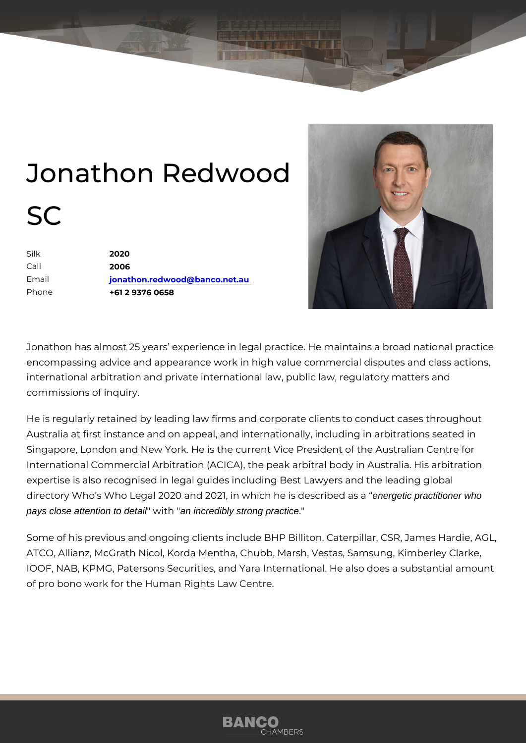# Jonathon Redwood SC

| | |
|---|---|
| Silk | **2020** |
| Call | **2006** |
| Email | **jonathon.redwood@banco.net.au** |
| Phone | **+61 2 9376 0658** |

Jonathon has almost 25 years' experience in legal practice. He maintains a broad national practice encompassing advice and appearance work in high value commercial disputes and class actions, international arbitration and private international law, public law, regulatory matters and commissions of inquiry.

He is regularly retained by leading law firms and corporate clients to conduct cases throughout Australia at first instance and on appeal, and internationally, including in arbitrations seated in Singapore, London and New York. He is the current Vice President of the Australian Centre for International Commercial Arbitration (ACICA), the peak arbitral body in Australia. His arbitration expertise is also recognised in legal guides including Best Lawyers and the leading global directory Who's Who Legal 2020 and 2021, in which he is described as a "*energetic practitioner who pays close attention to detail*" with "*an incredibly strong practice*."

Some of his previous and ongoing clients include BHP Billiton, Caterpillar, CSR, James Hardie, AGL, ATCO, Allianz, McGrath Nicol, Korda Mentha, Chubb, Marsh, Vestas, Samsung, Kimberley Clarke, IOOF, NAB, KPMG, Patersons Securities, and Yara International. He also does a substantial amount of pro bono work for the Human Rights Law Centre.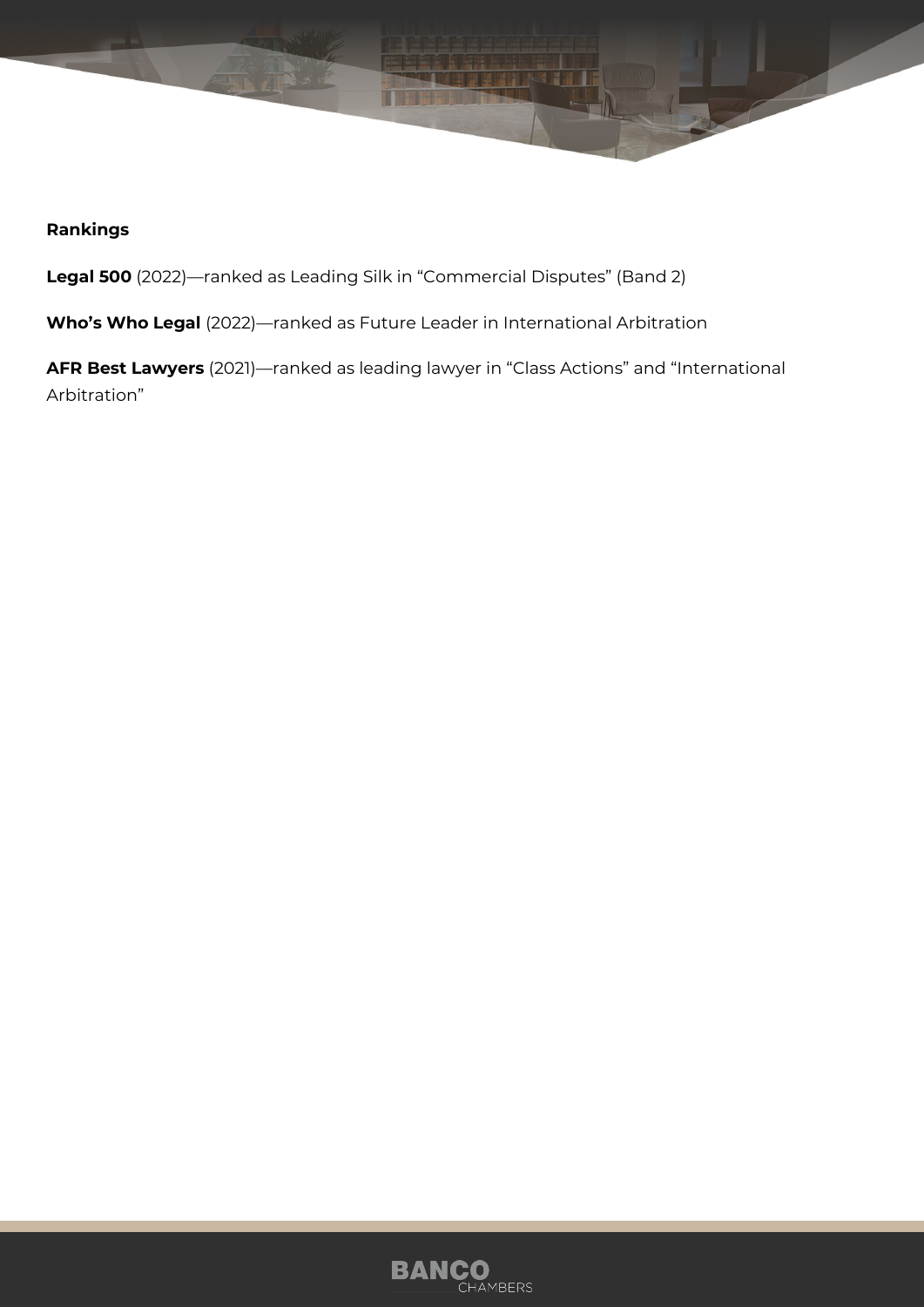**Rankings**

**Legal 500** (2022)—ranked as Leading Silk in "Commercial Disputes" (Band 2)

**Who's Who Legal** (2022)—ranked as Future Leader in International Arbitration

**AFR Best Lawyers** (2021)—ranked as leading lawyer in "Class Actions" and "International Arbitration"